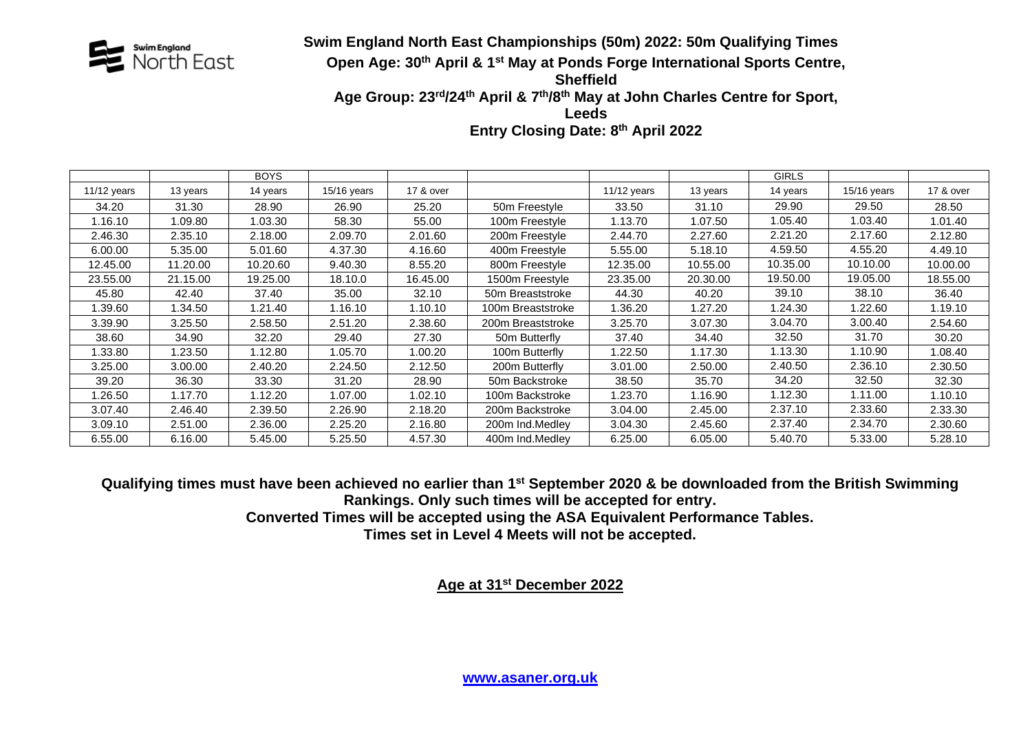Swim England North East

## Swim England North East Championships (50m) 2022: 50m Qualifying Times

**Open Age: 30th April & 1st May at Ponds Forge International Sports Centre, Sheffield**

**Age Group: 23rd/24th April & 7th/8th May at John Charles Centre for Sport, Leeds**

**Entry Closing Date: 8th April 2022**

| | | BOYS | | | | | | GIRLS | | |
|---|---|---|---|---|---|---|---|---|---|---|
| 11/12 years | 13 years | 14 years | 15/16 years | 17 & over | | 11/12 years | 13 years | 14 years | 15/16 years | 17 & over |
| 34.20 | 31.30 | 28.90 | 26.90 | 25.20 | 50m Freestyle | 33.50 | 31.10 | 29.90 | 29.50 | 28.50 |
| 1.16.10 | 1.09.80 | 1.03.30 | 58.30 | 55.00 | 100m Freestyle | 1.13.70 | 1.07.50 | 1.05.40 | 1.03.40 | 1.01.40 |
| 2.46.30 | 2.35.10 | 2.18.00 | 2.09.70 | 2.01.60 | 200m Freestyle | 2.44.70 | 2.27.60 | 2.21.20 | 2.17.60 | 2.12.80 |
| 6.00.00 | 5.35.00 | 5.01.60 | 4.37.30 | 4.16.60 | 400m Freestyle | 5.55.00 | 5.18.10 | 4.59.50 | 4.55.20 | 4.49.10 |
| 12.45.00 | 11.20.00 | 10.20.60 | 9.40.30 | 8.55.20 | 800m Freestyle | 12.35.00 | 10.55.00 | 10.35.00 | 10.10.00 | 10.00.00 |
| 23.55.00 | 21.15.00 | 19.25.00 | 18.10.0 | 16.45.00 | 1500m Freestyle | 23.35.00 | 20.30.00 | 19.50.00 | 19.05.00 | 18.55.00 |
| 45.80 | 42.40 | 37.40 | 35.00 | 32.10 | 50m Breaststroke | 44.30 | 40.20 | 39.10 | 38.10 | 36.40 |
| 1.39.60 | 1.34.50 | 1.21.40 | 1.16.10 | 1.10.10 | 100m Breaststroke | 1.36.20 | 1.27.20 | 1.24.30 | 1.22.60 | 1.19.10 |
| 3.39.90 | 3.25.50 | 2.58.50 | 2.51.20 | 2.38.60 | 200m Breaststroke | 3.25.70 | 3.07.30 | 3.04.70 | 3.00.40 | 2.54.60 |
| 38.60 | 34.90 | 32.20 | 29.40 | 27.30 | 50m Butterfly | 37.40 | 34.40 | 32.50 | 31.70 | 30.20 |
| 1.33.80 | 1.23.50 | 1.12.80 | 1.05.70 | 1.00.20 | 100m Butterfly | 1.22.50 | 1.17.30 | 1.13.30 | 1.10.90 | 1.08.40 |
| 3.25.00 | 3.00.00 | 2.40.20 | 2.24.50 | 2.12.50 | 200m Butterfly | 3.01.00 | 2.50.00 | 2.40.50 | 2.36.10 | 2.30.50 |
| 39.20 | 36.30 | 33.30 | 31.20 | 28.90 | 50m Backstroke | 38.50 | 35.70 | 34.20 | 32.50 | 32.30 |
| 1.26.50 | 1.17.70 | 1.12.20 | 1.07.00 | 1.02.10 | 100m Backstroke | 1.23.70 | 1.16.90 | 1.12.30 | 1.11.00 | 1.10.10 |
| 3.07.40 | 2.46.40 | 2.39.50 | 2.26.90 | 2.18.20 | 200m Backstroke | 3.04.00 | 2.45.00 | 2.37.10 | 2.33.60 | 2.33.30 |
| 3.09.10 | 2.51.00 | 2.36.00 | 2.25.20 | 2.16.80 | 200m Ind.Medley | 3.04.30 | 2.45.60 | 2.37.40 | 2.34.70 | 2.30.60 |
| 6.55.00 | 6.16.00 | 5.45.00 | 5.25.50 | 4.57.30 | 400m Ind.Medley | 6.25.00 | 6.05.00 | 5.40.70 | 5.33.00 | 5.28.10 |

**Qualifying times must have been achieved no earlier than 1st September 2020 & be downloaded from the British Swimming Rankings. Only such times will be accepted for entry.**

**Converted Times will be accepted using the ASA Equivalent Performance Tables.**

**Times set in Level 4 Meets will not be accepted.**

**Age at 31st December 2022**

www.asaner.org.uk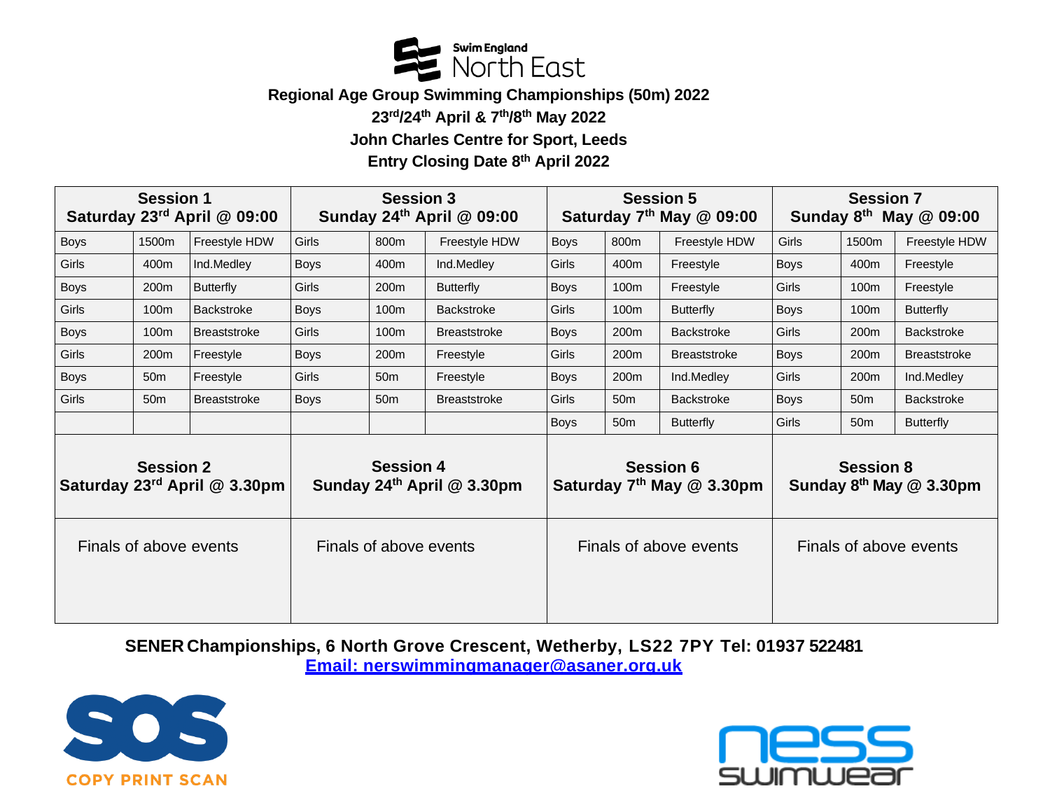Swim England North East

## Regional Age Group Swimming Championships (50m) 2022

**23rd/24th April & 7th/8th May 2022**

**John Charles Centre for Sport, Leeds**

**Entry Closing Date 8th April 2022**

| Session 1 Saturday 23rd April @ 09:00 | | | Session 3 Sunday 24th April @ 09:00 | | | Session 5 Saturday 7th May @ 09:00 | | | Session 7 Sunday 8th May @ 09:00 | | |
|---|---|---|---|---|---|---|---|---|---|---|---|
| Boys | 1500m | Freestyle HDW | Girls | 800m | Freestyle HDW | Boys | 800m | Freestyle HDW | Girls | 1500m | Freestyle HDW |
| Girls | 400m | Ind.Medley | Boys | 400m | Ind.Medley | Girls | 400m | Freestyle | Boys | 400m | Freestyle |
| Boys | 200m | Butterfly | Girls | 200m | Butterfly | Boys | 100m | Freestyle | Girls | 100m | Freestyle |
| Girls | 100m | Backstroke | Boys | 100m | Backstroke | Girls | 100m | Butterfly | Boys | 100m | Butterfly |
| Boys | 100m | Breaststroke | Girls | 100m | Breaststroke | Boys | 200m | Backstroke | Girls | 200m | Backstroke |
| Girls | 200m | Freestyle | Boys | 200m | Freestyle | Girls | 200m | Breaststroke | Boys | 200m | Breaststroke |
| Boys | 50m | Freestyle | Girls | 50m | Freestyle | Boys | 200m | Ind.Medley | Girls | 200m | Ind.Medley |
| Girls | 50m | Breaststroke | Boys | 50m | Breaststroke | Girls | 50m | Backstroke | Boys | 50m | Backstroke |
| | | | | | | Boys | 50m | Butterfly | Girls | 50m | Butterfly |
| **Session 2 Saturday 23rd April @ 3.30pm** | | | **Session 4 Sunday 24th April @ 3.30pm** | | | **Session 6 Saturday 7th May @ 3.30pm** | | | **Session 8 Sunday 8th May @ 3.30pm** | | |
| Finals of above events | | | Finals of above events | | | Finals of above events | | | Finals of above events | | |

**SENER Championships, 6 North Grove Crescent, Wetherby, LS22 7PY Tel: 01937 522481**

**Email: nerswimmingmanager@asaner.org.uk**

SOS COPY PRINT SCAN

ness swimwear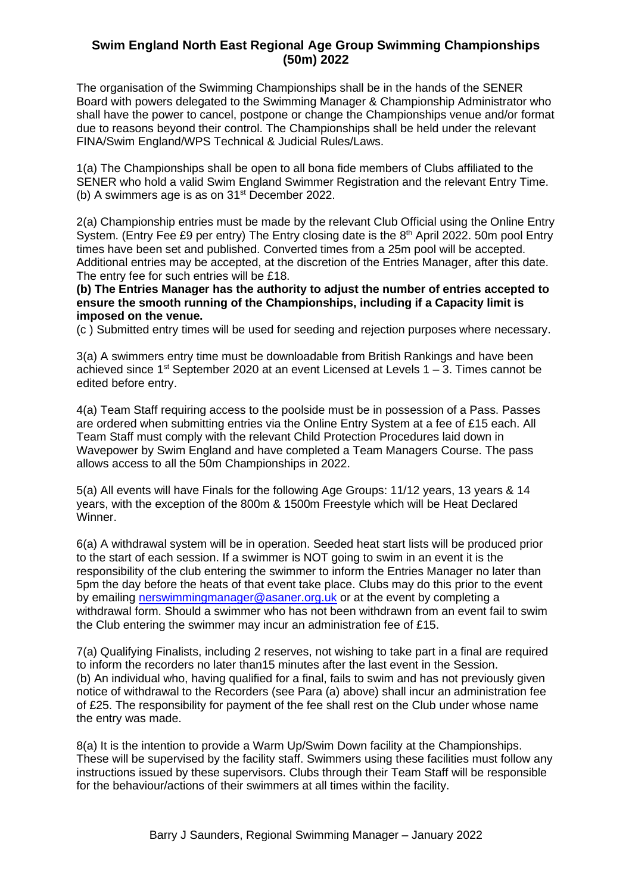# Swim England North East Regional Age Group Swimming Championships (50m) 2022

The organisation of the Swimming Championships shall be in the hands of the SENER Board with powers delegated to the Swimming Manager & Championship Administrator who shall have the power to cancel, postpone or change the Championships venue and/or format due to reasons beyond their control. The Championships shall be held under the relevant FINA/Swim England/WPS Technical & Judicial Rules/Laws.

1(a) The Championships shall be open to all bona fide members of Clubs affiliated to the SENER who hold a valid Swim England Swimmer Registration and the relevant Entry Time.
(b) A swimmers age is as on 31st December 2022.

2(a) Championship entries must be made by the relevant Club Official using the Online Entry System. (Entry Fee £9 per entry) The Entry closing date is the 8th April 2022. 50m pool Entry times have been set and published. Converted times from a 25m pool will be accepted. Additional entries may be accepted, at the discretion of the Entries Manager, after this date. The entry fee for such entries will be £18.
**(b) The Entries Manager has the authority to adjust the number of entries accepted to ensure the smooth running of the Championships, including if a Capacity limit is imposed on the venue.**
(c ) Submitted entry times will be used for seeding and rejection purposes where necessary.

3(a) A swimmers entry time must be downloadable from British Rankings and have been achieved since 1st September 2020 at an event Licensed at Levels 1 – 3. Times cannot be edited before entry.

4(a) Team Staff requiring access to the poolside must be in possession of a Pass. Passes are ordered when submitting entries via the Online Entry System at a fee of £15 each. All Team Staff must comply with the relevant Child Protection Procedures laid down in Wavepower by Swim England and have completed a Team Managers Course. The pass allows access to all the 50m Championships in 2022.

5(a) All events will have Finals for the following Age Groups: 11/12 years, 13 years & 14 years, with the exception of the 800m & 1500m Freestyle which will be Heat Declared Winner.

6(a) A withdrawal system will be in operation. Seeded heat start lists will be produced prior to the start of each session. If a swimmer is NOT going to swim in an event it is the responsibility of the club entering the swimmer to inform the Entries Manager no later than 5pm the day before the heats of that event take place. Clubs may do this prior to the event by emailing nerswimmingmanager@asaner.org.uk or at the event by completing a withdrawal form. Should a swimmer who has not been withdrawn from an event fail to swim the Club entering the swimmer may incur an administration fee of £15.

7(a) Qualifying Finalists, including 2 reserves, not wishing to take part in a final are required to inform the recorders no later than15 minutes after the last event in the Session.
(b) An individual who, having qualified for a final, fails to swim and has not previously given notice of withdrawal to the Recorders (see Para (a) above) shall incur an administration fee of £25. The responsibility for payment of the fee shall rest on the Club under whose name the entry was made.

8(a) It is the intention to provide a Warm Up/Swim Down facility at the Championships. These will be supervised by the facility staff. Swimmers using these facilities must follow any instructions issued by these supervisors. Clubs through their Team Staff will be responsible for the behaviour/actions of their swimmers at all times within the facility.

Barry J Saunders, Regional Swimming Manager – January 2022